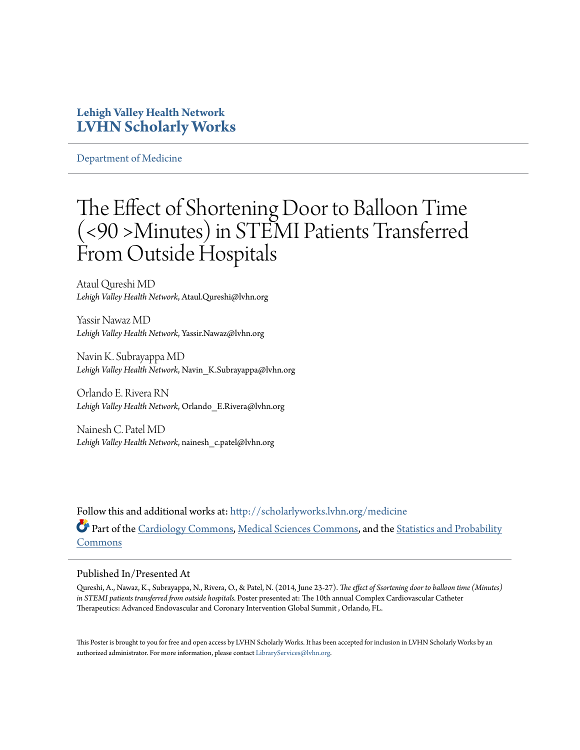**Lehigh Valley Health Network**
**LVHN Scholarly Works**

Department of Medicine

# The Effect of Shortening Door to Balloon Time (<90 >Minutes) in STEMI Patients Transferred From Outside Hospitals

Ataul Qureshi MD
*Lehigh Valley Health Network*, Ataul.Qureshi@lvhn.org

Yassir Nawaz MD
*Lehigh Valley Health Network*, Yassir.Nawaz@lvhn.org

Navin K. Subrayappa MD
*Lehigh Valley Health Network*, Navin_K.Subrayappa@lvhn.org

Orlando E. Rivera RN
*Lehigh Valley Health Network*, Orlando_E.Rivera@lvhn.org

Nainesh C. Patel MD
*Lehigh Valley Health Network*, nainesh_c.patel@lvhn.org

Follow this and additional works at: http://scholarlyworks.lvhn.org/medicine

Part of the Cardiology Commons, Medical Sciences Commons, and the Statistics and Probability Commons

## Published In/Presented At

Qureshi, A., Nawaz, K., Subrayappa, N., Rivera, O., & Patel, N. (2014, June 23-27). *The effect of Ssortening door to balloon time (Minutes) in STEMI patients transferred from outside hospitals.* Poster presented at: The 10th annual Complex Cardiovascular Catheter Therapeutics: Advanced Endovascular and Coronary Intervention Global Summit , Orlando, FL.

This Poster is brought to you for free and open access by LVHN Scholarly Works. It has been accepted for inclusion in LVHN Scholarly Works by an authorized administrator. For more information, please contact LibraryServices@lvhn.org.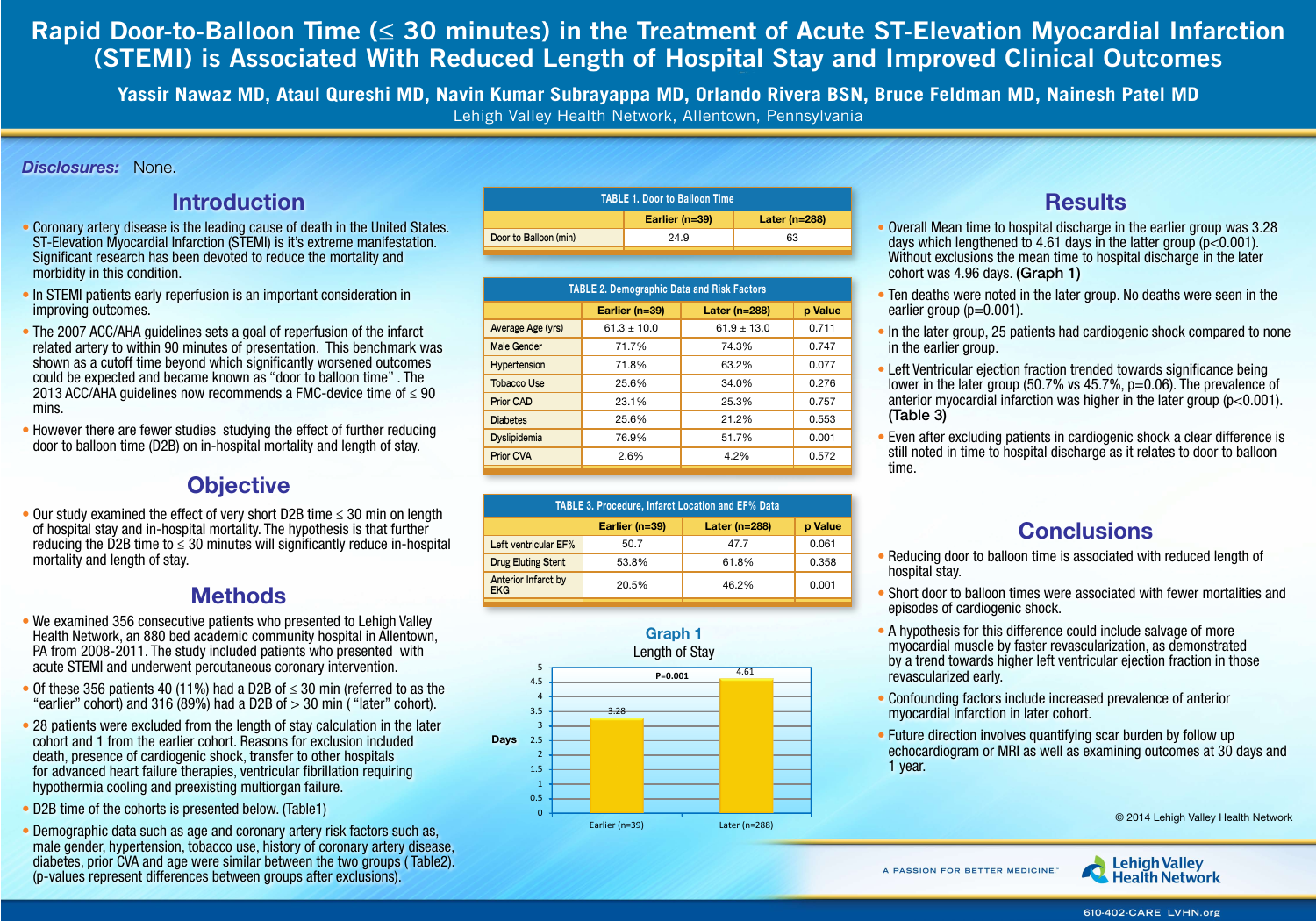# Rapid Door-to-Balloon Time (≤ 30 minutes) in the Treatment of Acute ST-Elevation Myocardial Infarction (STEMI) is Associated With Reduced Length of Hospital Stay and Improved Clinical Outcomes

**Yassir Nawaz MD, Ataul Qureshi MD, Navin Kumar Subrayappa MD, Orlando Rivera BSN, Bruce Feldman MD, Nainesh Patel MD**

Lehigh Valley Health Network, Allentown, Pennsylvania

***Disclosures:*** None.

## Introduction

- Coronary artery disease is the leading cause of death in the United States. ST-Elevation Myocardial Infarction (STEMI) is it's extreme manifestation. Significant research has been devoted to reduce the mortality and morbidity in this condition.
- In STEMI patients early reperfusion is an important consideration in improving outcomes.
- The 2007 ACC/AHA guidelines sets a goal of reperfusion of the infarct related artery to within 90 minutes of presentation. This benchmark was shown as a cutoff time beyond which significantly worsened outcomes could be expected and became known as "door to balloon time". The 2013 ACC/AHA guidelines now recommends a FMC-device time of ≤ 90 mins.
- However there are fewer studies studying the effect of further reducing door to balloon time (D2B) on in-hospital mortality and length of stay.

## Objective

- Our study examined the effect of very short D2B time ≤ 30 min on length of hospital stay and in-hospital mortality. The hypothesis is that further reducing the D2B time to ≤ 30 minutes will significantly reduce in-hospital mortality and length of stay.

## Methods

- We examined 356 consecutive patients who presented to Lehigh Valley Health Network, an 880 bed academic community hospital in Allentown, PA from 2008-2011. The study included patients who presented with acute STEMI and underwent percutaneous coronary intervention.
- Of these 356 patients 40 (11%) had a D2B of ≤ 30 min (referred to as the "earlier" cohort) and 316 (89%) had a D2B of > 30 min ( "later" cohort).
- 28 patients were excluded from the length of stay calculation in the later cohort and 1 from the earlier cohort. Reasons for exclusion included death, presence of cardiogenic shock, transfer to other hospitals for advanced heart failure therapies, ventricular fibrillation requiring hypothermia cooling and preexisting multiorgan failure.
- D2B time of the cohorts is presented below. (Table1)
- Demographic data such as age and coronary artery risk factors such as, male gender, hypertension, tobacco use, history of coronary artery disease, diabetes, prior CVA and age were similar between the two groups ( Table2). (p-values represent differences between groups after exclusions).

**TABLE 1. Door to Balloon Time**

| | Earlier (n=39) | Later (n=288) |
|---|---|---|
| Door to Balloon (min) | 24.9 | 63 |

**TABLE 2. Demographic Data and Risk Factors**

| | Earlier (n=39) | Later (n=288) | p Value |
|---|---|---|---|
| Average Age (yrs) | 61.3 ± 10.0 | 61.9 ± 13.0 | 0.711 |
| Male Gender | 71.7% | 74.3% | 0.747 |
| Hypertension | 71.8% | 63.2% | 0.077 |
| Tobacco Use | 25.6% | 34.0% | 0.276 |
| Prior CAD | 23.1% | 25.3% | 0.757 |
| Diabetes | 25.6% | 21.2% | 0.553 |
| Dyslipidemia | 76.9% | 51.7% | 0.001 |
| Prior CVA | 2.6% | 4.2% | 0.572 |

**TABLE 3. Procedure, Infarct Location and EF% Data**

| | Earlier (n=39) | Later (n=288) | p Value |
|---|---|---|---|
| Left ventricular EF% | 50.7 | 47.7 | 0.061 |
| Drug Eluting Stent | 53.8% | 61.8% | 0.358 |
| Anterior Infarct by EKG | 20.5% | 46.2% | 0.001 |

**Graph 1**

Length of Stay

Days

P=0.001

3.28

4.61

Earlier (n=39)

Later (n=288)

## Results

- Overall Mean time to hospital discharge in the earlier group was 3.28 days which lengthened to 4.61 days in the latter group (p<0.001). Without exclusions the mean time to hospital discharge in the later cohort was 4.96 days. **(Graph 1)**
- Ten deaths were noted in the later group. No deaths were seen in the earlier group (p=0.001).
- In the later group, 25 patients had cardiogenic shock compared to none in the earlier group.
- Left Ventricular ejection fraction trended towards significance being lower in the later group (50.7% vs 45.7%, p=0.06). The prevalence of anterior myocardial infarction was higher in the later group (p<0.001). **(Table 3)**
- Even after excluding patients in cardiogenic shock a clear difference is still noted in time to hospital discharge as it relates to door to balloon time.

## Conclusions

- Reducing door to balloon time is associated with reduced length of hospital stay.
- Short door to balloon times were associated with fewer mortalities and episodes of cardiogenic shock.
- A hypothesis for this difference could include salvage of more myocardial muscle by faster revascularization, as demonstrated by a trend towards higher left ventricular ejection fraction in those revascularized early.
- Confounding factors include increased prevalence of anterior myocardial infarction in later cohort.
- Future direction involves quantifying scar burden by follow up echocardiogram or MRI as well as examining outcomes at 30 days and 1 year.

© 2014 Lehigh Valley Health Network

A PASSION FOR BETTER MEDICINE.™ Lehigh Valley Health Network

610-402-CARE LVHN.org